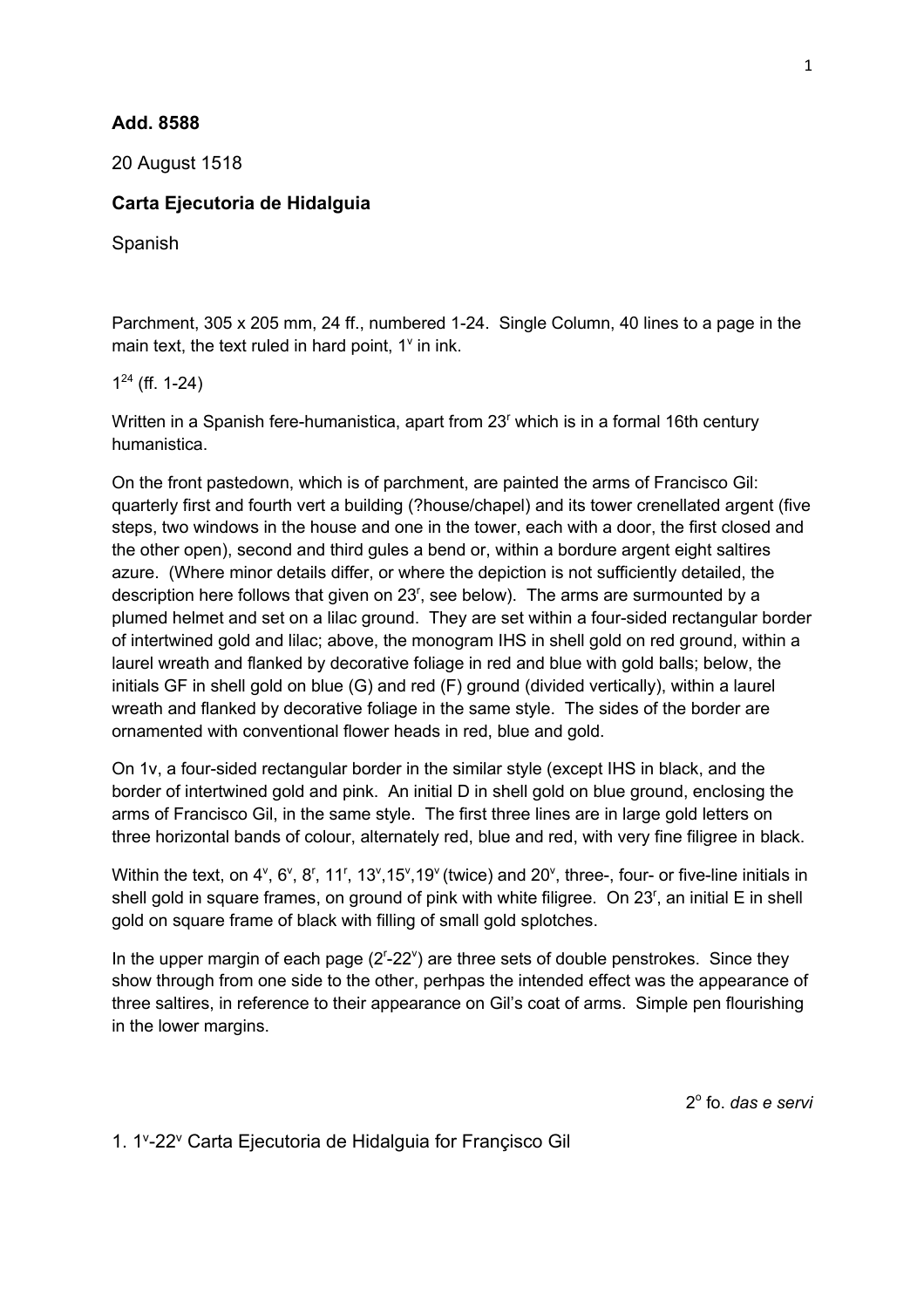**Add. 8588**

20 August 1518

**Carta Ejecutoria de Hidalguia**

Spanish

Parchment, 305 x 205 mm, 24 ff., numbered 1-24. Single Column, 40 lines to a page in the main text, the text ruled in hard point, 1v in ink.

$1^{24}$ (ff. 1-24)

Written in a Spanish fere-humanistica, apart from 23r which is in a formal 16th century humanistica.

On the front pastedown, which is of parchment, are painted the arms of Francisco Gil: quarterly first and fourth vert a building (?house/chapel) and its tower crenellated argent (five steps, two windows in the house and one in the tower, each with a door, the first closed and the other open), second and third gules a bend or, within a bordure argent eight saltires azure. (Where minor details differ, or where the depiction is not sufficiently detailed, the description here follows that given on 23r, see below). The arms are surmounted by a plumed helmet and set on a lilac ground. They are set within a four-sided rectangular border of intertwined gold and lilac; above, the monogram IHS in shell gold on red ground, within a laurel wreath and flanked by decorative foliage in red and blue with gold balls; below, the initials GF in shell gold on blue (G) and red (F) ground (divided vertically), within a laurel wreath and flanked by decorative foliage in the same style. The sides of the border are ornamented with conventional flower heads in red, blue and gold.

On 1v, a four-sided rectangular border in the similar style (except IHS in black, and the border of intertwined gold and pink. An initial D in shell gold on blue ground, enclosing the arms of Francisco Gil, in the same style. The first three lines are in large gold letters on three horizontal bands of colour, alternately red, blue and red, with very fine filigree in black.

Within the text, on 4v, 6v, 8r, 11r, 13v,15v,19v (twice) and 20v, three-, four- or five-line initials in shell gold in square frames, on ground of pink with white filigree. On 23r, an initial E in shell gold on square frame of black with filling of small gold splotches.

In the upper margin of each page (2r-22v) are three sets of double penstrokes. Since they show through from one side to the other, perhpas the intended effect was the appearance of three saltires, in reference to their appearance on Gil's coat of arms. Simple pen flourishing in the lower margins.

2o fo. *das e servi*

1. 1v-22v Carta Ejecutoria de Hidalguia for Françisco Gil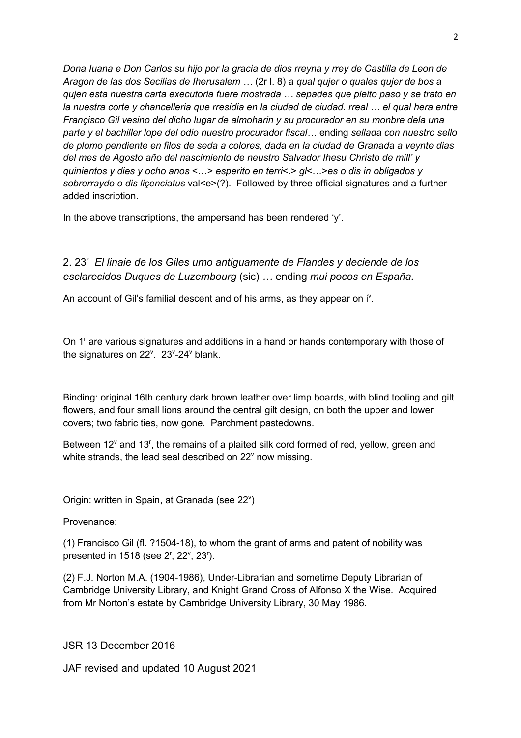*Dona Iuana e Don Carlos su hijo por la gracia de dios rreyna y rrey de Castilla de Leon de Aragon de las dos Secilias de Iherusalem …* (2r l. 8) *a qual qujer o quales qujer de bos a qujen esta nuestra carta executoria fuere mostrada … sepades que pleito paso y se trato en la nuestra corte y chancelleria que rresidia en la ciudad de ciudad. rreal … el qual hera entre Françisco Gil vesino del dicho lugar de almoharin y su procurador en su monbre dela una parte y el bachiller lope del odio nuestro procurador fiscal…* ending *sellada con nuestro sello de plomo pendiente en filos de seda a colores, dada en la ciudad de Granada a veynte dias del mes de Agosto año del nascimiento de neustro Salvador Ihesu Christo de mill' y quinientos y dies y ocho anos <…> esperito en terri<.> gl<…>es o dis in obligados y sobrerraydo o dis liçenciatus* val<e>(?). Followed by three official signatures and a further added inscription.

In the above transcriptions, the ampersand has been rendered 'y'.

2. 23r *El linaie de los Giles umo antiguamente de Flandes y deciende de los esclarecidos Duques de Luzembourg* (sic) *…* ending *mui pocos en España.*

An account of Gil's familial descent and of his arms, as they appear on iv.

On 1r are various signatures and additions in a hand or hands contemporary with those of the signatures on 22v. 23v-24v blank.

Binding: original 16th century dark brown leather over limp boards, with blind tooling and gilt flowers, and four small lions around the central gilt design, on both the upper and lower covers; two fabric ties, now gone. Parchment pastedowns.

Between 12v and 13r, the remains of a plaited silk cord formed of red, yellow, green and white strands, the lead seal described on 22v now missing.

Origin: written in Spain, at Granada (see 22v)

Provenance:

(1) Francisco Gil (fl. ?1504-18), to whom the grant of arms and patent of nobility was presented in 1518 (see 2r, 22v, 23r).

(2) F.J. Norton M.A. (1904-1986), Under-Librarian and sometime Deputy Librarian of Cambridge University Library, and Knight Grand Cross of Alfonso X the Wise. Acquired from Mr Norton's estate by Cambridge University Library, 30 May 1986.

JSR 13 December 2016

JAF revised and updated 10 August 2021